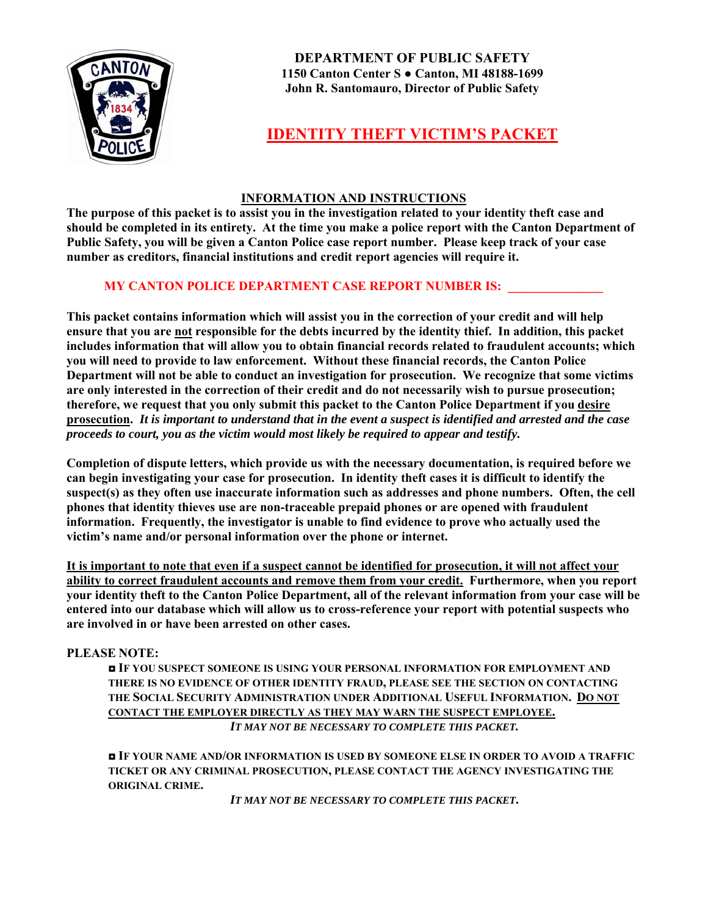**DEPARTMENT OF PUBLIC SAFETY**
**1150 Canton Center S • Canton, MI 48188-1699**
**John R. Santomauro, Director of Public Safety**

# IDENTITY THEFT VICTIM'S PACKET

## INFORMATION AND INSTRUCTIONS

**The purpose of this packet is to assist you in the investigation related to your identity theft case and should be completed in its entirety. At the time you make a police report with the Canton Department of Public Safety, you will be given a Canton Police case report number. Please keep track of your case number as creditors, financial institutions and credit report agencies will require it.**

**MY CANTON POLICE DEPARTMENT CASE REPORT NUMBER IS: _______________**

**This packet contains information which will assist you in the correction of your credit and will help ensure that you are not responsible for the debts incurred by the identity thief. In addition, this packet includes information that will allow you to obtain financial records related to fraudulent accounts; which you will need to provide to law enforcement. Without these financial records, the Canton Police Department will not be able to conduct an investigation for prosecution. We recognize that some victims are only interested in the correction of their credit and do not necessarily wish to pursue prosecution; therefore, we request that you only submit this packet to the Canton Police Department if you desire prosecution.** ***It is important to understand that in the event a suspect is identified and arrested and the case proceeds to court, you as the victim would most likely be required to appear and testify.***

**Completion of dispute letters, which provide us with the necessary documentation, is required before we can begin investigating your case for prosecution. In identity theft cases it is difficult to identify the suspect(s) as they often use inaccurate information such as addresses and phone numbers. Often, the cell phones that identity thieves use are non-traceable prepaid phones or are opened with fraudulent information. Frequently, the investigator is unable to find evidence to prove who actually used the victim's name and/or personal information over the phone or internet.**

**It is important to note that even if a suspect cannot be identified for prosecution, it will not affect your ability to correct fraudulent accounts and remove them from your credit. Furthermore, when you report your identity theft to the Canton Police Department, all of the relevant information from your case will be entered into our database which will allow us to cross-reference your report with potential suspects who are involved in or have been arrested on other cases.**

**PLEASE NOTE:**

- **IF YOU SUSPECT SOMEONE IS USING YOUR PERSONAL INFORMATION FOR EMPLOYMENT AND THERE IS NO EVIDENCE OF OTHER IDENTITY FRAUD, PLEASE SEE THE SECTION ON CONTACTING THE SOCIAL SECURITY ADMINISTRATION UNDER ADDITIONAL USEFUL INFORMATION. DO NOT CONTACT THE EMPLOYER DIRECTLY AS THEY MAY WARN THE SUSPECT EMPLOYEE.**

  ***IT MAY NOT BE NECESSARY TO COMPLETE THIS PACKET.***

- **IF YOUR NAME AND/OR INFORMATION IS USED BY SOMEONE ELSE IN ORDER TO AVOID A TRAFFIC TICKET OR ANY CRIMINAL PROSECUTION, PLEASE CONTACT THE AGENCY INVESTIGATING THE ORIGINAL CRIME.**

  ***IT MAY NOT BE NECESSARY TO COMPLETE THIS PACKET.***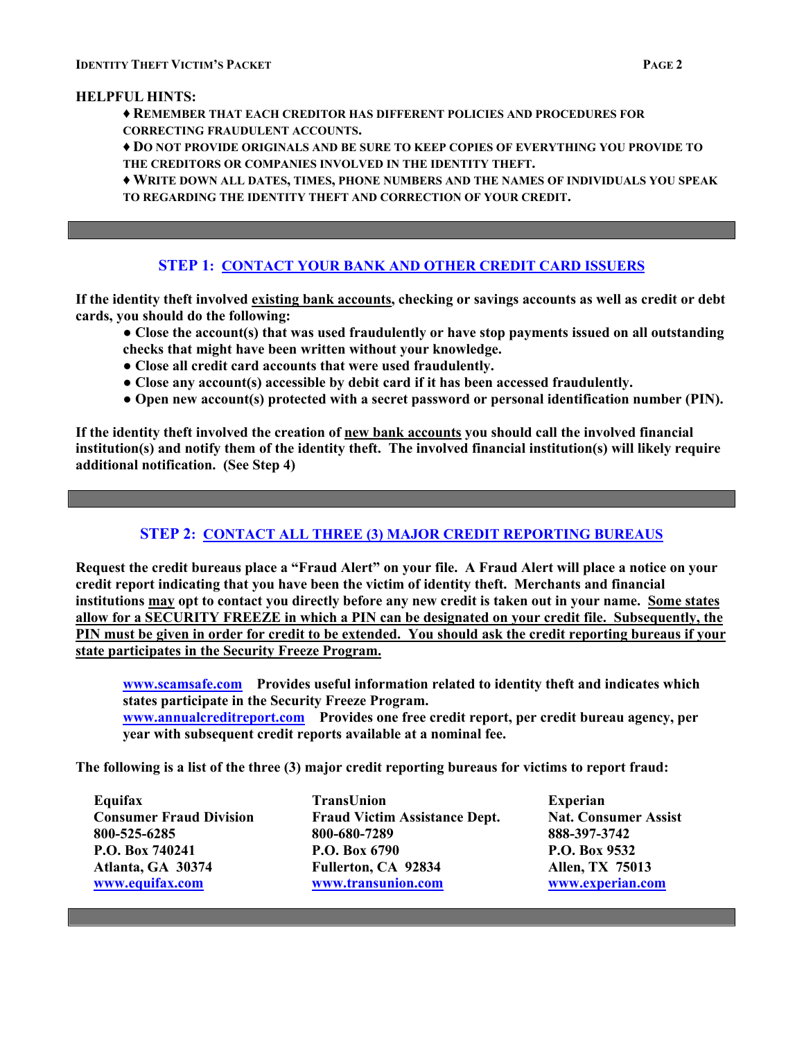**HELPFUL HINTS:**

- ♦ **REMEMBER THAT EACH CREDITOR HAS DIFFERENT POLICIES AND PROCEDURES FOR CORRECTING FRAUDULENT ACCOUNTS.**
- ♦ **DO NOT PROVIDE ORIGINALS AND BE SURE TO KEEP COPIES OF EVERYTHING YOU PROVIDE TO THE CREDITORS OR COMPANIES INVOLVED IN THE IDENTITY THEFT.**
- ♦ **WRITE DOWN ALL DATES, TIMES, PHONE NUMBERS AND THE NAMES OF INDIVIDUALS YOU SPEAK TO REGARDING THE IDENTITY THEFT AND CORRECTION OF YOUR CREDIT.**

---

## STEP 1: CONTACT YOUR BANK AND OTHER CREDIT CARD ISSUERS

**If the identity theft involved existing bank accounts, checking or savings accounts as well as credit or debt cards, you should do the following:**

- **Close the account(s) that was used fraudulently or have stop payments issued on all outstanding checks that might have been written without your knowledge.**
- **Close all credit card accounts that were used fraudulently.**
- **Close any account(s) accessible by debit card if it has been accessed fraudulently.**
- **Open new account(s) protected with a secret password or personal identification number (PIN).**

**If the identity theft involved the creation of new bank accounts you should call the involved financial institution(s) and notify them of the identity theft. The involved financial institution(s) will likely require additional notification. (See Step 4)**

---

## STEP 2: CONTACT ALL THREE (3) MAJOR CREDIT REPORTING BUREAUS

**Request the credit bureaus place a "Fraud Alert" on your file. A Fraud Alert will place a notice on your credit report indicating that you have been the victim of identity theft. Merchants and financial institutions may opt to contact you directly before any new credit is taken out in your name. Some states allow for a SECURITY FREEZE in which a PIN can be designated on your credit file. Subsequently, the PIN must be given in order for credit to be extended. You should ask the credit reporting bureaus if your state participates in the Security Freeze Program.**

**www.scamsafe.com Provides useful information related to identity theft and indicates which states participate in the Security Freeze Program.**
**www.annualcreditreport.com Provides one free credit report, per credit bureau agency, per year with subsequent credit reports available at a nominal fee.**

**The following is a list of the three (3) major credit reporting bureaus for victims to report fraud:**

| Equifax | TransUnion | Experian |
|---|---|---|
| Consumer Fraud Division | Fraud Victim Assistance Dept. | Nat. Consumer Assist |
| 800-525-6285 | 800-680-7289 | 888-397-3742 |
| P.O. Box 740241 | P.O. Box 6790 | P.O. Box 9532 |
| Atlanta, GA 30374 | Fullerton, CA 92834 | Allen, TX 75013 |
| www.equifax.com | www.transunion.com | www.experian.com |

---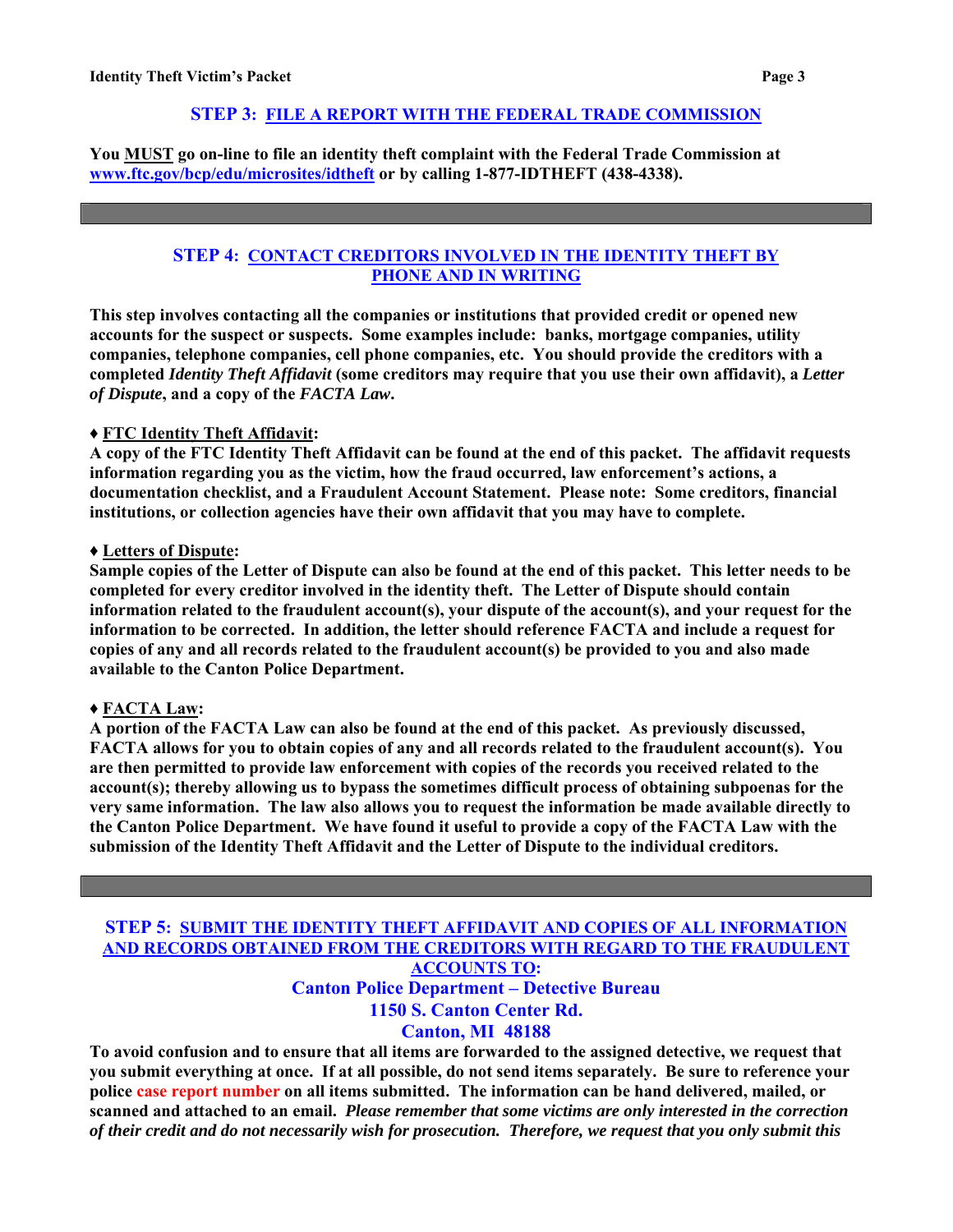## STEP 3: FILE A REPORT WITH THE FEDERAL TRADE COMMISSION

**You MUST go on-line to file an identity theft complaint with the Federal Trade Commission at www.ftc.gov/bcp/edu/microsites/idtheft or by calling 1-877-IDTHEFT (438-4338).**

---

## STEP 4: CONTACT CREDITORS INVOLVED IN THE IDENTITY THEFT BY PHONE AND IN WRITING

**This step involves contacting all the companies or institutions that provided credit or opened new accounts for the suspect or suspects. Some examples include: banks, mortgage companies, utility companies, telephone companies, cell phone companies, etc. You should provide the creditors with a completed *Identity Theft Affidavit* (some creditors may require that you use their own affidavit), a *Letter of Dispute*, and a copy of the *FACTA Law*.**

**♦ FTC Identity Theft Affidavit:**
**A copy of the FTC Identity Theft Affidavit can be found at the end of this packet. The affidavit requests information regarding you as the victim, how the fraud occurred, law enforcement's actions, a documentation checklist, and a Fraudulent Account Statement. Please note: Some creditors, financial institutions, or collection agencies have their own affidavit that you may have to complete.**

**♦ Letters of Dispute:**
**Sample copies of the Letter of Dispute can also be found at the end of this packet. This letter needs to be completed for every creditor involved in the identity theft. The Letter of Dispute should contain information related to the fraudulent account(s), your dispute of the account(s), and your request for the information to be corrected. In addition, the letter should reference FACTA and include a request for copies of any and all records related to the fraudulent account(s) be provided to you and also made available to the Canton Police Department.**

**♦ FACTA Law:**
**A portion of the FACTA Law can also be found at the end of this packet. As previously discussed, FACTA allows for you to obtain copies of any and all records related to the fraudulent account(s). You are then permitted to provide law enforcement with copies of the records you received related to the account(s); thereby allowing us to bypass the sometimes difficult process of obtaining subpoenas for the very same information. The law also allows you to request the information be made available directly to the Canton Police Department. We have found it useful to provide a copy of the FACTA Law with the submission of the Identity Theft Affidavit and the Letter of Dispute to the individual creditors.**

---

## STEP 5: SUBMIT THE IDENTITY THEFT AFFIDAVIT AND COPIES OF ALL INFORMATION AND RECORDS OBTAINED FROM THE CREDITORS WITH REGARD TO THE FRAUDULENT ACCOUNTS TO:

**Canton Police Department – Detective Bureau**
**1150 S. Canton Center Rd.**
**Canton, MI 48188**

**To avoid confusion and to ensure that all items are forwarded to the assigned detective, we request that you submit everything at once. If at all possible, do not send items separately. Be sure to reference your police case report number on all items submitted. The information can be hand delivered, mailed, or scanned and attached to an email. *Please remember that some victims are only interested in the correction of their credit and do not necessarily wish for prosecution. Therefore, we request that you only submit this***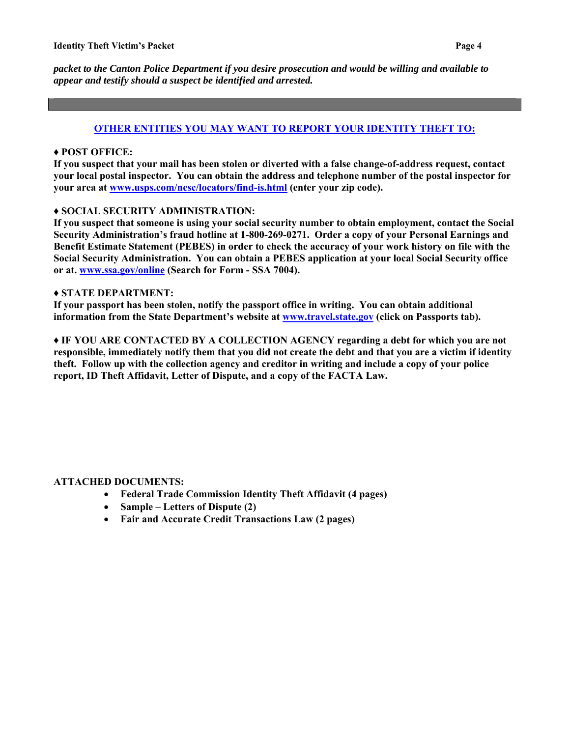***packet to the Canton Police Department if you desire prosecution and would be willing and available to appear and testify should a suspect be identified and arrested.***

---

## OTHER ENTITIES YOU MAY WANT TO REPORT YOUR IDENTITY THEFT TO:

**♦ POST OFFICE:**
**If you suspect that your mail has been stolen or diverted with a false change-of-address request, contact your local postal inspector. You can obtain the address and telephone number of the postal inspector for your area at www.usps.com/ncsc/locators/find-is.html (enter your zip code).**

**♦ SOCIAL SECURITY ADMINISTRATION:**
**If you suspect that someone is using your social security number to obtain employment, contact the Social Security Administration's fraud hotline at 1-800-269-0271. Order a copy of your Personal Earnings and Benefit Estimate Statement (PEBES) in order to check the accuracy of your work history on file with the Social Security Administration. You can obtain a PEBES application at your local Social Security office or at. www.ssa.gov/online (Search for Form - SSA 7004).**

**♦ STATE DEPARTMENT:**
**If your passport has been stolen, notify the passport office in writing. You can obtain additional information from the State Department's website at www.travel.state.gov (click on Passports tab).**

**♦ IF YOU ARE CONTACTED BY A COLLECTION AGENCY regarding a debt for which you are not responsible, immediately notify them that you did not create the debt and that you are a victim if identity theft. Follow up with the collection agency and creditor in writing and include a copy of your police report, ID Theft Affidavit, Letter of Dispute, and a copy of the FACTA Law.**

**ATTACHED DOCUMENTS:**

- **Federal Trade Commission Identity Theft Affidavit (4 pages)**
- **Sample – Letters of Dispute (2)**
- **Fair and Accurate Credit Transactions Law (2 pages)**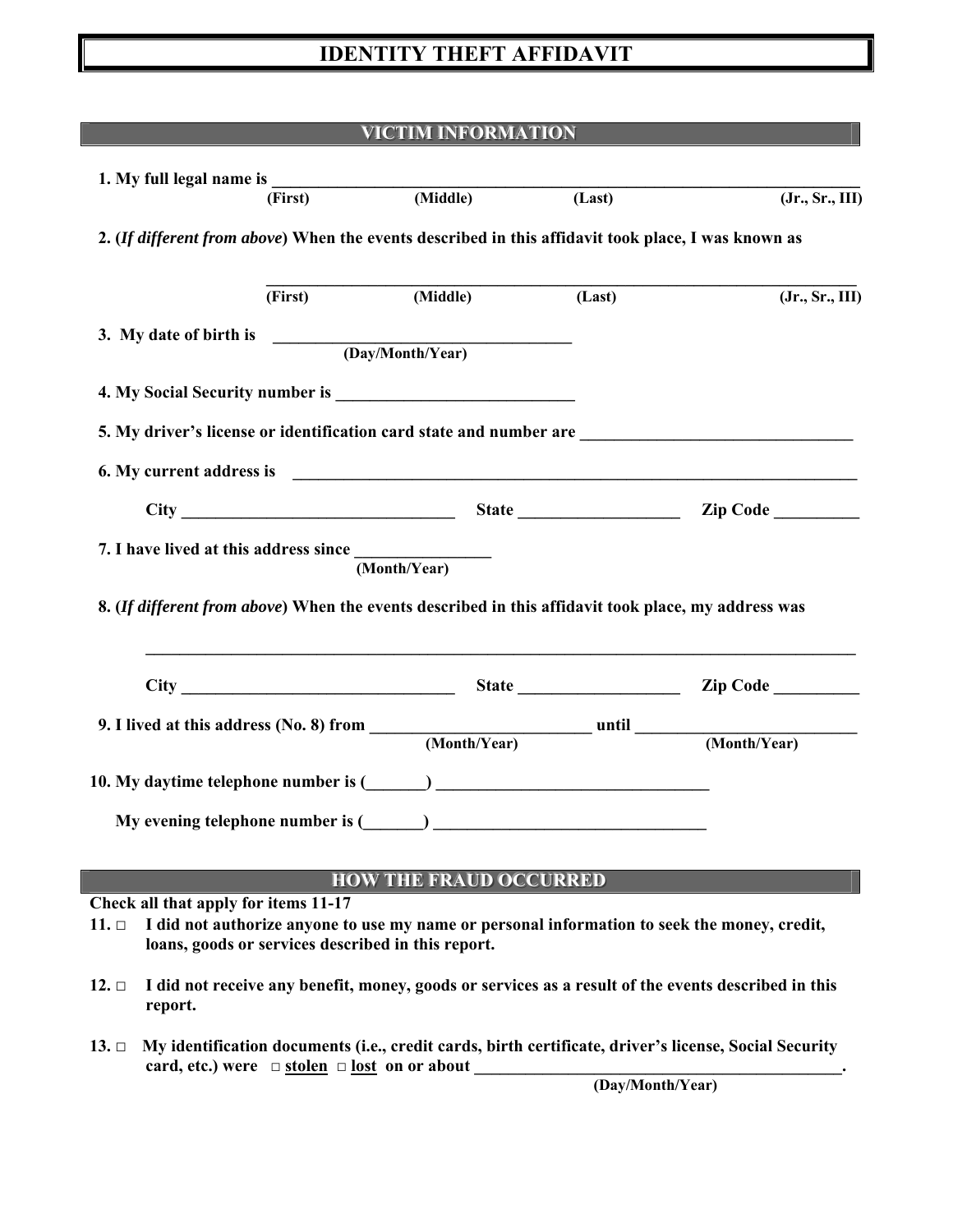# IDENTITY THEFT AFFIDAVIT

## VICTIM INFORMATION

**1. My full legal name is \_\_\_\_\_\_\_\_\_\_\_\_\_\_\_\_\_\_\_\_\_\_\_\_\_\_\_\_\_\_\_\_\_\_\_\_\_\_\_\_\_\_\_\_\_\_\_\_\_\_\_\_\_\_\_\_\_\_\_\_\_\_\_\_\_\_**
**(First) (Middle) (Last) (Jr., Sr., III)**

**2. (*If different from above*) When the events described in this affidavit took place, I was known as**

**\_\_\_\_\_\_\_\_\_\_\_\_\_\_\_\_\_\_\_\_\_\_\_\_\_\_\_\_\_\_\_\_\_\_\_\_\_\_\_\_\_\_\_\_\_\_\_\_\_\_\_\_\_\_\_\_\_\_\_\_\_\_\_\_\_\_\_\_\_\_**
**(First) (Middle) (Last) (Jr., Sr., III)**

**3. My date of birth is \_\_\_\_\_\_\_\_\_\_\_\_\_\_\_\_\_\_\_\_\_\_\_\_\_\_\_\_\_\_\_\_\_\_\_**
**(Day/Month/Year)**

**4. My Social Security number is \_\_\_\_\_\_\_\_\_\_\_\_\_\_\_\_\_\_\_\_\_\_\_\_\_\_\_\_\_**

**5. My driver's license or identification card state and number are \_\_\_\_\_\_\_\_\_\_\_\_\_\_\_\_\_\_\_\_\_\_\_\_\_\_\_\_\_\_\_\_**

**6. My current address is \_\_\_\_\_\_\_\_\_\_\_\_\_\_\_\_\_\_\_\_\_\_\_\_\_\_\_\_\_\_\_\_\_\_\_\_\_\_\_\_\_\_\_\_\_\_\_\_\_\_\_\_\_\_\_\_\_\_\_\_\_\_\_\_\_\_**

**City \_\_\_\_\_\_\_\_\_\_\_\_\_\_\_\_\_\_\_\_\_\_\_\_\_\_\_\_\_\_\_\_\_ State \_\_\_\_\_\_\_\_\_\_\_\_\_\_\_\_\_\_\_ Zip Code \_\_\_\_\_\_\_\_\_\_**

**7. I have lived at this address since \_\_\_\_\_\_\_\_\_\_\_\_\_\_\_\_**
**(Month/Year)**

**8. (*If different from above*) When the events described in this affidavit took place, my address was**

**\_\_\_\_\_\_\_\_\_\_\_\_\_\_\_\_\_\_\_\_\_\_\_\_\_\_\_\_\_\_\_\_\_\_\_\_\_\_\_\_\_\_\_\_\_\_\_\_\_\_\_\_\_\_\_\_\_\_\_\_\_\_\_\_\_\_\_\_\_\_\_\_\_\_\_\_\_\_\_\_\_\_**

**City \_\_\_\_\_\_\_\_\_\_\_\_\_\_\_\_\_\_\_\_\_\_\_\_\_\_\_\_\_\_\_\_\_ State \_\_\_\_\_\_\_\_\_\_\_\_\_\_\_\_\_\_\_ Zip Code \_\_\_\_\_\_\_\_\_\_**

**9. I lived at this address (No. 8) from \_\_\_\_\_\_\_\_\_\_\_\_\_\_\_\_\_\_\_\_\_\_\_\_\_\_ until \_\_\_\_\_\_\_\_\_\_\_\_\_\_\_\_\_\_\_\_\_\_\_\_\_\_**
**(Month/Year) (Month/Year)**

**10. My daytime telephone number is (\_\_\_\_\_\_\_) \_\_\_\_\_\_\_\_\_\_\_\_\_\_\_\_\_\_\_\_\_\_\_\_\_\_\_\_\_\_\_\_**

**My evening telephone number is (\_\_\_\_\_\_\_) \_\_\_\_\_\_\_\_\_\_\_\_\_\_\_\_\_\_\_\_\_\_\_\_\_\_\_\_\_\_\_\_**

## HOW THE FRAUD OCCURRED

**Check all that apply for items 11-17**

**11. □ I did not authorize anyone to use my name or personal information to seek the money, credit, loans, goods or services described in this report.**

**12. □ I did not receive any benefit, money, goods or services as a result of the events described in this report.**

**13. □ My identification documents (i.e., credit cards, birth certificate, driver's license, Social Security card, etc.) were □ stolen □ lost on or about \_\_\_\_\_\_\_\_\_\_\_\_\_\_\_\_\_\_\_\_\_\_\_\_\_\_\_\_\_\_\_\_\_\_\_\_\_\_\_\_\_\_\_\_.**
**(Day/Month/Year)**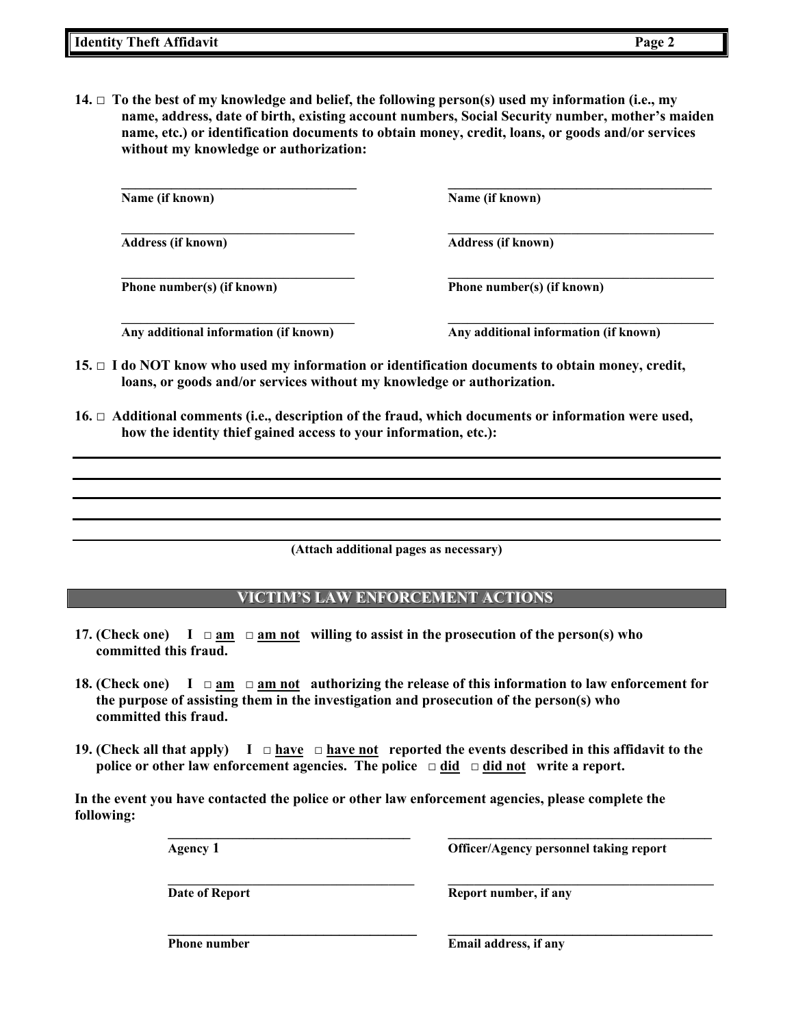**14. □ To the best of my knowledge and belief, the following person(s) used my information (i.e., my name, address, date of birth, existing account numbers, Social Security number, mother's maiden name, etc.) or identification documents to obtain money, credit, loans, or goods and/or services without my knowledge or authorization:**

| ____________________ | ____________________ |
|---|---|
| **Name (if known)** | **Name (if known)** |
| ____________________ | ____________________ |
| **Address (if known)** | **Address (if known)** |
| ____________________ | ____________________ |
| **Phone number(s) (if known)** | **Phone number(s) (if known)** |
| ____________________ | ____________________ |
| **Any additional information (if known)** | **Any additional information (if known)** |

**15. □ I do NOT know who used my information or identification documents to obtain money, credit, loans, or goods and/or services without my knowledge or authorization.**

**16. □ Additional comments (i.e., description of the fraud, which documents or information were used, how the identity thief gained access to your information, etc.):**

______________________________________________________________________________

______________________________________________________________________________

______________________________________________________________________________

______________________________________________________________________________

______________________________________________________________________________

**(Attach additional pages as necessary)**

## VICTIM'S LAW ENFORCEMENT ACTIONS

**17. (Check one) I □ am □ am not willing to assist in the prosecution of the person(s) who committed this fraud.**

**18. (Check one) I □ am □ am not authorizing the release of this information to law enforcement for the purpose of assisting them in the investigation and prosecution of the person(s) who committed this fraud.**

**19. (Check all that apply) I □ have □ have not reported the events described in this affidavit to the police or other law enforcement agencies. The police □ did □ did not write a report.**

**In the event you have contacted the police or other law enforcement agencies, please complete the following:**

| ____________________ | ____________________ |
|---|---|
| **Agency 1** | **Officer/Agency personnel taking report** |
| ____________________ | ____________________ |
| **Date of Report** | **Report number, if any** |
| ____________________ | ____________________ |
| **Phone number** | **Email address, if any** |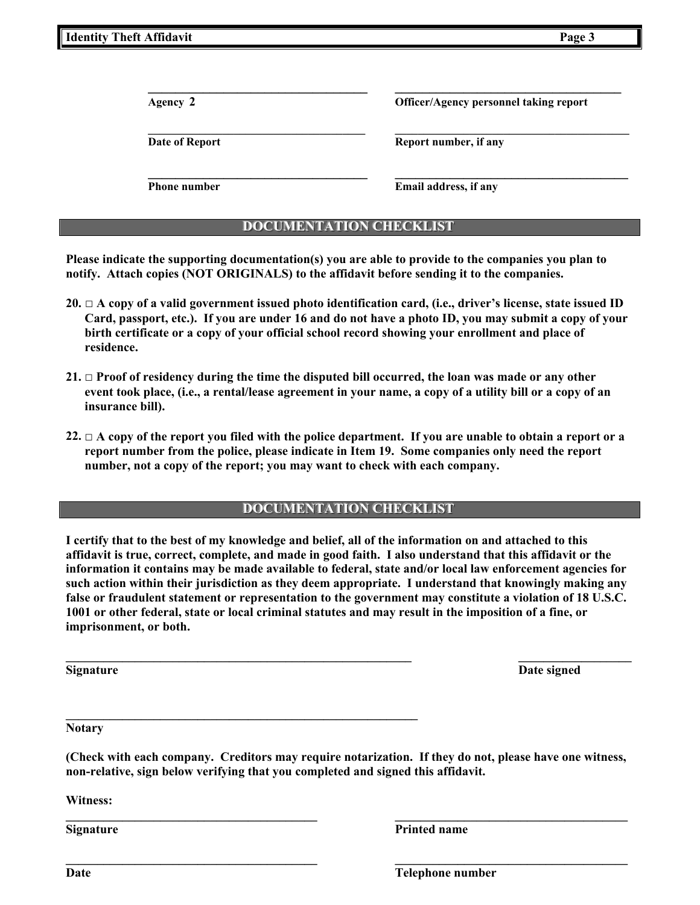Agency 2 ______________________ Officer/Agency personnel taking report ______________________

Date of Report ______________________ Report number, if any ______________________

Phone number ______________________ Email address, if any ______________________

## DOCUMENTATION CHECKLIST

**Please indicate the supporting documentation(s) you are able to provide to the companies you plan to notify. Attach copies (NOT ORIGINALS) to the affidavit before sending it to the companies.**

**20. □ A copy of a valid government issued photo identification card, (i.e., driver's license, state issued ID Card, passport, etc.). If you are under 16 and do not have a photo ID, you may submit a copy of your birth certificate or a copy of your official school record showing your enrollment and place of residence.**

**21. □ Proof of residency during the time the disputed bill occurred, the loan was made or any other event took place, (i.e., a rental/lease agreement in your name, a copy of a utility bill or a copy of an insurance bill).**

**22. □ A copy of the report you filed with the police department. If you are unable to obtain a report or a report number from the police, please indicate in Item 19. Some companies only need the report number, not a copy of the report; you may want to check with each company.**

## DOCUMENTATION CHECKLIST

**I certify that to the best of my knowledge and belief, all of the information on and attached to this affidavit is true, correct, complete, and made in good faith. I also understand that this affidavit or the information it contains may be made available to federal, state and/or local law enforcement agencies for such action within their jurisdiction as they deem appropriate. I understand that knowingly making any false or fraudulent statement or representation to the government may constitute a violation of 18 U.S.C. 1001 or other federal, state or local criminal statutes and may result in the imposition of a fine, or imprisonment, or both.**

______________________________ ______________________

**Signature** **Date signed**

______________________________

**Notary**

**(Check with each company. Creditors may require notarization. If they do not, please have one witness, non-relative, sign below verifying that you completed and signed this affidavit.**

**Witness:**

______________________ ______________________

**Signature** **Printed name**

______________________ ______________________

**Date** **Telephone number**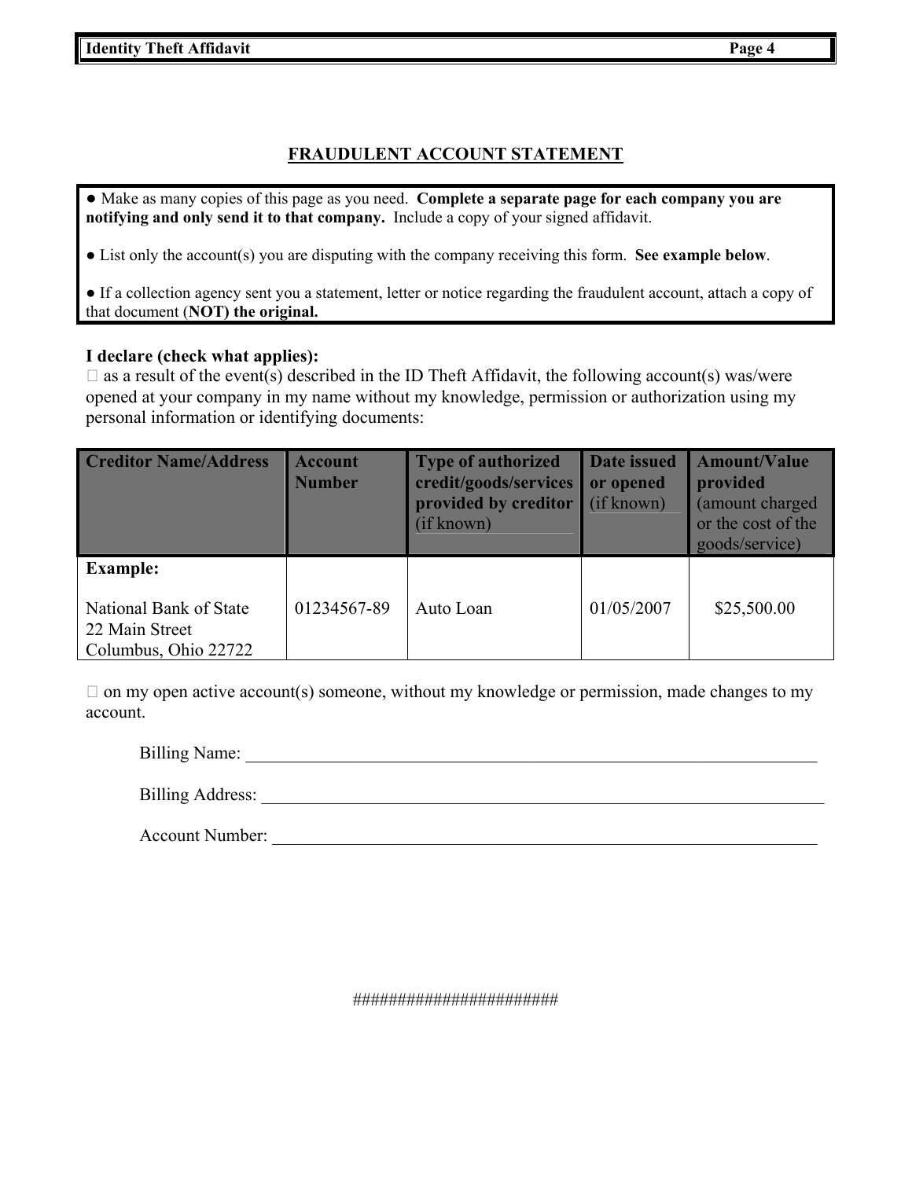## FRADULENT ACCOUNT STATEMENT

- Make as many copies of this page as you need. **Complete a separate page for each company you are notifying and only send it to that company.** Include a copy of your signed affidavit.
- List only the account(s) you are disputing with the company receiving this form. **See example below**.
- If a collection agency sent you a statement, letter or notice regarding the fraudulent account, attach a copy of that document (**NOT) the original.**

**I declare (check what applies):**

☐ as a result of the event(s) described in the ID Theft Affidavit, the following account(s) was/were opened at your company in my name without my knowledge, permission or authorization using my personal information or identifying documents:

| **Creditor Name/Address** | **Account Number** | **Type of authorized credit/goods/services provided by creditor** (if known) | **Date issued or opened** (if known) | **Amount/Value provided** (amount charged or the cost of the goods/service) |
|---|---|---|---|---|
| **Example:**<br><br>National Bank of State<br>22 Main Street<br>Columbus, Ohio 22722 | 01234567-89 | Auto Loan | 01/05/2007 | $25,500.00 |

☐ on my open active account(s) someone, without my knowledge or permission, made changes to my account.

Billing Name: \_\_\_\_\_\_\_\_\_\_\_\_\_\_\_\_\_\_\_\_\_\_\_\_\_\_\_\_\_\_\_\_\_\_\_\_\_\_\_\_\_\_\_\_\_\_\_\_\_\_\_\_

Billing Address: \_\_\_\_\_\_\_\_\_\_\_\_\_\_\_\_\_\_\_\_\_\_\_\_\_\_\_\_\_\_\_\_\_\_\_\_\_\_\_\_\_\_\_\_\_\_\_\_\_\_\_\_

Account Number: \_\_\_\_\_\_\_\_\_\_\_\_\_\_\_\_\_\_\_\_\_\_\_\_\_\_\_\_\_\_\_\_\_\_\_\_\_\_\_\_\_\_\_\_\_\_\_\_\_\_\_\_

######################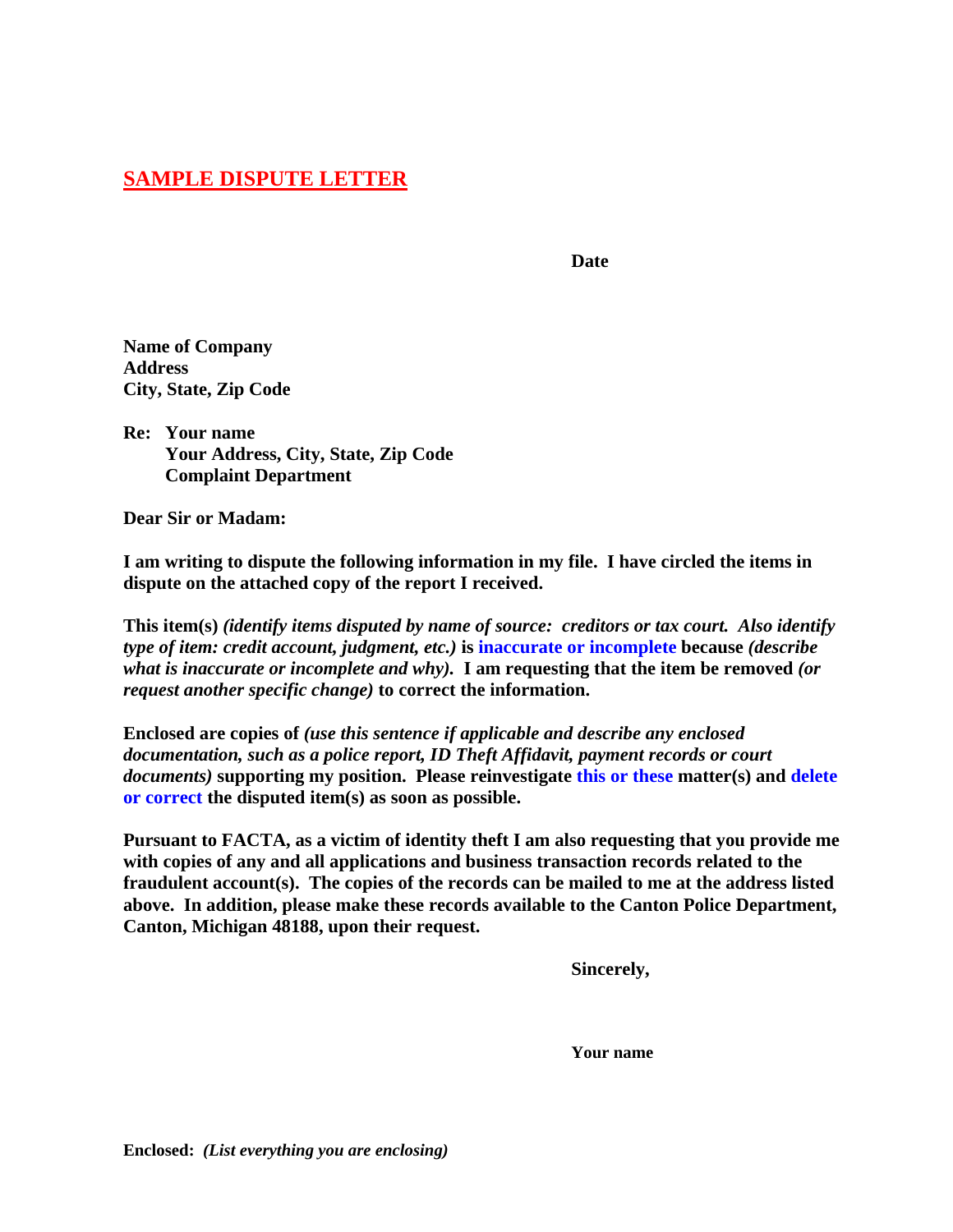## SAMPLE DISPUTE LETTER

**Date**

**Name of Company**
**Address**
**City, State, Zip Code**

**Re: Your name**
**Your Address, City, State, Zip Code**
**Complaint Department**

**Dear Sir or Madam:**

**I am writing to dispute the following information in my file. I have circled the items in dispute on the attached copy of the report I received.**

**This item(s)** ***(identify items disputed by name of source: creditors or tax court. Also identify type of item: credit account, judgment, etc.)*** **is inaccurate or incomplete because** ***(describe what is inaccurate or incomplete and why).*** **I am requesting that the item be removed** ***(or request another specific change)*** **to correct the information.**

**Enclosed are copies of** ***(use this sentence if applicable and describe any enclosed documentation, such as a police report, ID Theft Affidavit, payment records or court documents)*** **supporting my position. Please reinvestigate this or these matter(s) and delete or correct the disputed item(s) as soon as possible.**

**Pursuant to FACTA, as a victim of identity theft I am also requesting that you provide me with copies of any and all applications and business transaction records related to the fraudulent account(s). The copies of the records can be mailed to me at the address listed above. In addition, please make these records available to the Canton Police Department, Canton, Michigan 48188, upon their request.**

**Sincerely,**

**Your name**

**Enclosed:** ***(List everything you are enclosing)***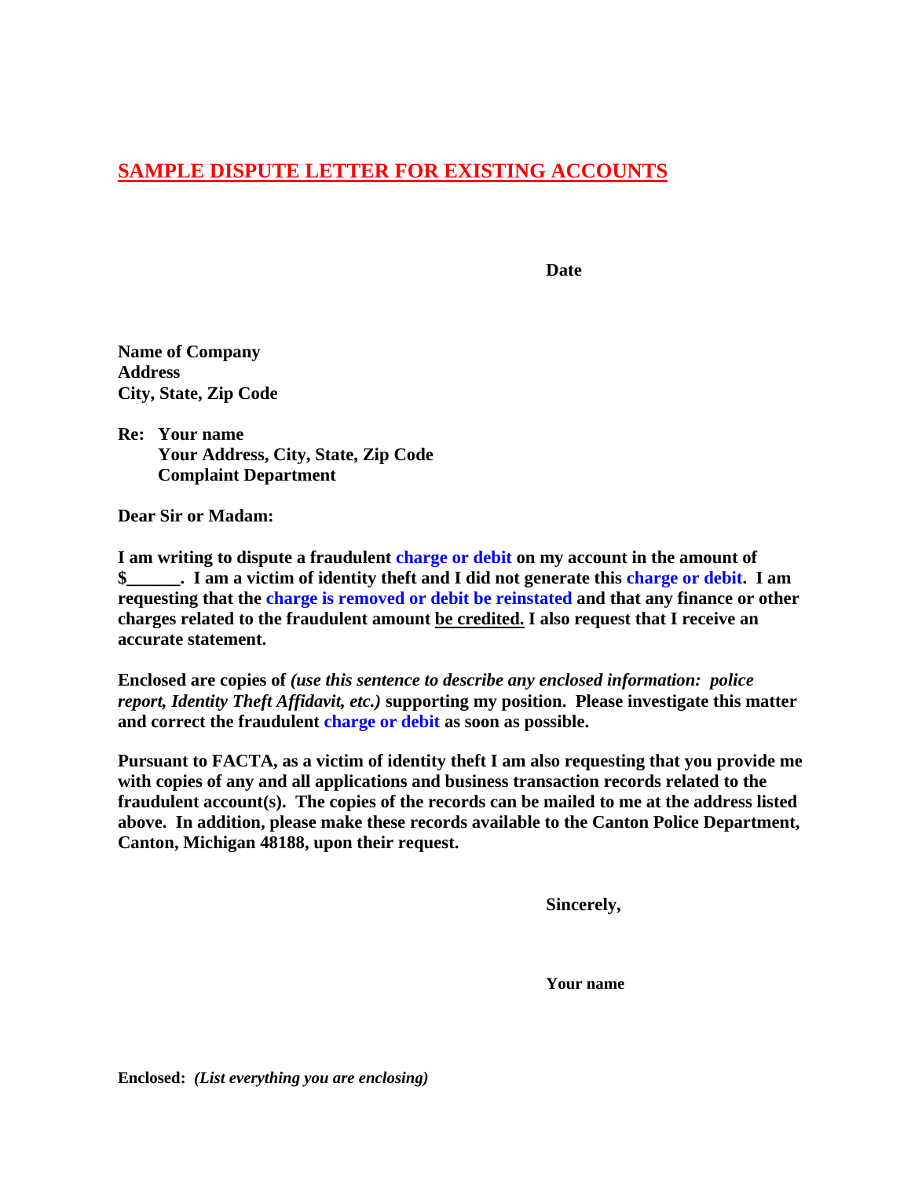# SAMPLE DISPUTE LETTER FOR EXISTING ACCOUNTS

**Date**

**Name of Company**
**Address**
**City, State, Zip Code**

**Re: Your name**
**Your Address, City, State, Zip Code**
**Complaint Department**

**Dear Sir or Madam:**

**I am writing to dispute a fraudulent charge or debit on my account in the amount of $______. I am a victim of identity theft and I did not generate this charge or debit. I am requesting that the charge is removed or debit be reinstated and that any finance or other charges related to the fraudulent amount be credited. I also request that I receive an accurate statement.**

**Enclosed are copies of** ***(use this sentence to describe any enclosed information: police report, Identity Theft Affidavit, etc.)*** **supporting my position. Please investigate this matter and correct the fraudulent charge or debit as soon as possible.**

**Pursuant to FACTA, as a victim of identity theft I am also requesting that you provide me with copies of any and all applications and business transaction records related to the fraudulent account(s). The copies of the records can be mailed to me at the address listed above. In addition, please make these records available to the Canton Police Department, Canton, Michigan 48188, upon their request.**

**Sincerely,**

**Your name**

**Enclosed:** ***(List everything you are enclosing)***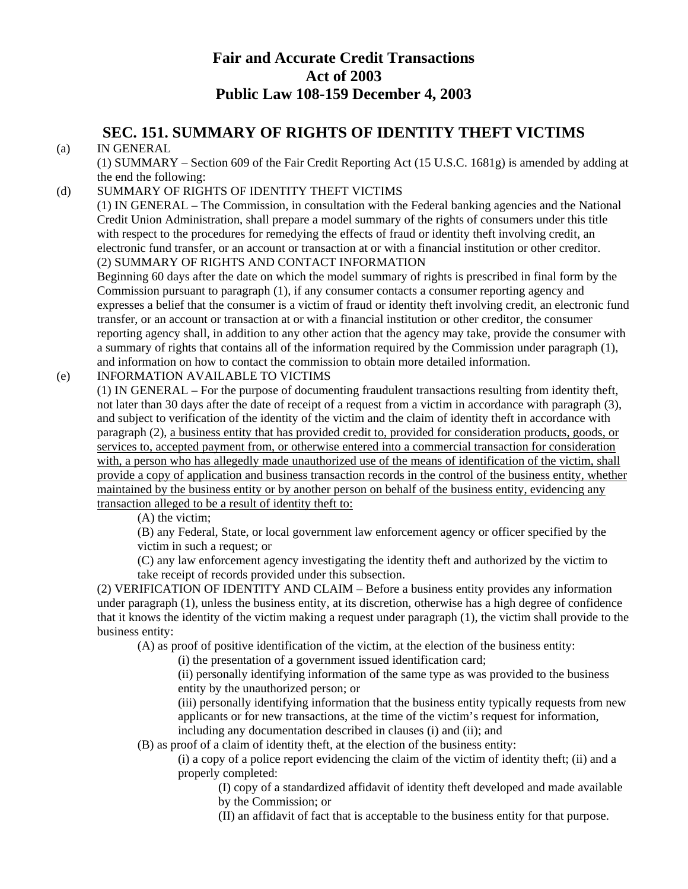# Fair and Accurate Credit Transactions Act of 2003 Public Law 108-159 December 4, 2003

## SEC. 151. SUMMARY OF RIGHTS OF IDENTITY THEFT VICTIMS

(a) IN GENERAL

(1) SUMMARY – Section 609 of the Fair Credit Reporting Act (15 U.S.C. 1681g) is amended by adding at the end the following:

(d) SUMMARY OF RIGHTS OF IDENTITY THEFT VICTIMS

(1) IN GENERAL – The Commission, in consultation with the Federal banking agencies and the National Credit Union Administration, shall prepare a model summary of the rights of consumers under this title with respect to the procedures for remedying the effects of fraud or identity theft involving credit, an electronic fund transfer, or an account or transaction at or with a financial institution or other creditor.

(2) SUMMARY OF RIGHTS AND CONTACT INFORMATION

Beginning 60 days after the date on which the model summary of rights is prescribed in final form by the Commission pursuant to paragraph (1), if any consumer contacts a consumer reporting agency and expresses a belief that the consumer is a victim of fraud or identity theft involving credit, an electronic fund transfer, or an account or transaction at or with a financial institution or other creditor, the consumer reporting agency shall, in addition to any other action that the agency may take, provide the consumer with a summary of rights that contains all of the information required by the Commission under paragraph (1), and information on how to contact the commission to obtain more detailed information.

(e) INFORMATION AVAILABLE TO VICTIMS

(1) IN GENERAL – For the purpose of documenting fraudulent transactions resulting from identity theft, not later than 30 days after the date of receipt of a request from a victim in accordance with paragraph (3), and subject to verification of the identity of the victim and the claim of identity theft in accordance with paragraph (2), <u>a business entity that has provided credit to, provided for consideration products, goods, or services to, accepted payment from, or otherwise entered into a commercial transaction for consideration with, a person who has allegedly made unauthorized use of the means of identification of the victim, shall provide a copy of application and business transaction records in the control of the business entity, whether maintained by the business entity or by another person on behalf of the business entity, evidencing any transaction alleged to be a result of identity theft to:</u>

(A) the victim;

(B) any Federal, State, or local government law enforcement agency or officer specified by the victim in such a request; or

(C) any law enforcement agency investigating the identity theft and authorized by the victim to take receipt of records provided under this subsection.

(2) VERIFICATION OF IDENTITY AND CLAIM – Before a business entity provides any information under paragraph (1), unless the business entity, at its discretion, otherwise has a high degree of confidence that it knows the identity of the victim making a request under paragraph (1), the victim shall provide to the business entity:

(A) as proof of positive identification of the victim, at the election of the business entity:

(i) the presentation of a government issued identification card;

(ii) personally identifying information of the same type as was provided to the business entity by the unauthorized person; or

(iii) personally identifying information that the business entity typically requests from new applicants or for new transactions, at the time of the victim's request for information, including any documentation described in clauses (i) and (ii); and

(B) as proof of a claim of identity theft, at the election of the business entity:

(i) a copy of a police report evidencing the claim of the victim of identity theft; (ii) and a properly completed:

(I) copy of a standardized affidavit of identity theft developed and made available by the Commission; or

(II) an affidavit of fact that is acceptable to the business entity for that purpose.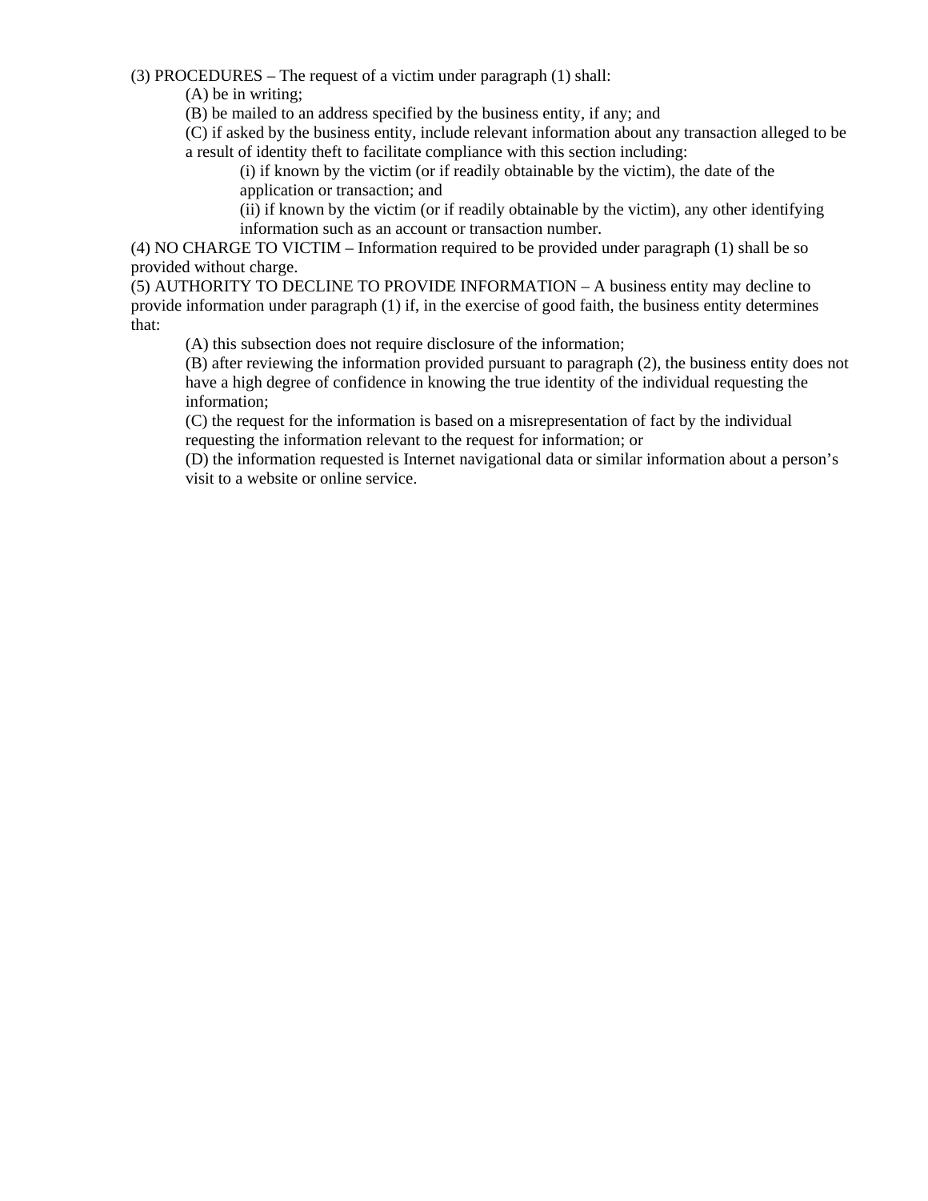(3) PROCEDURES – The request of a victim under paragraph (1) shall:

(A) be in writing;

(B) be mailed to an address specified by the business entity, if any; and

(C) if asked by the business entity, include relevant information about any transaction alleged to be a result of identity theft to facilitate compliance with this section including:

(i) if known by the victim (or if readily obtainable by the victim), the date of the application or transaction; and

(ii) if known by the victim (or if readily obtainable by the victim), any other identifying information such as an account or transaction number.

(4) NO CHARGE TO VICTIM – Information required to be provided under paragraph (1) shall be so provided without charge.

(5) AUTHORITY TO DECLINE TO PROVIDE INFORMATION – A business entity may decline to provide information under paragraph (1) if, in the exercise of good faith, the business entity determines that:

(A) this subsection does not require disclosure of the information;

(B) after reviewing the information provided pursuant to paragraph (2), the business entity does not have a high degree of confidence in knowing the true identity of the individual requesting the information;

(C) the request for the information is based on a misrepresentation of fact by the individual requesting the information relevant to the request for information; or

(D) the information requested is Internet navigational data or similar information about a person's visit to a website or online service.